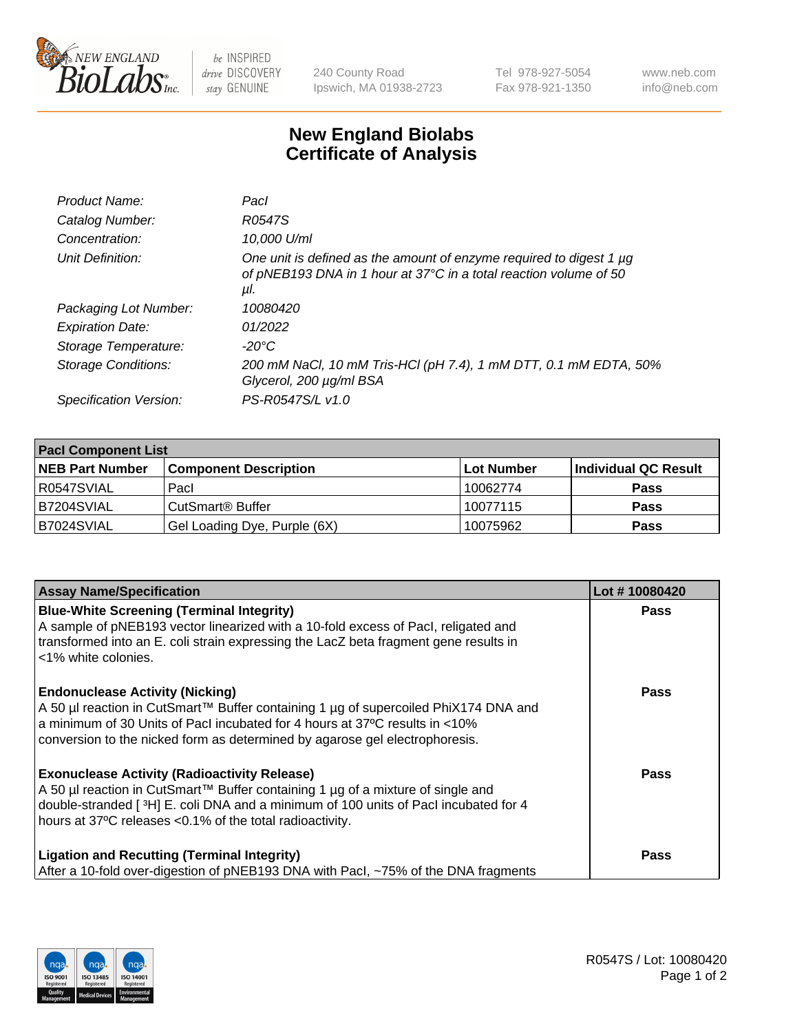New England BioLabs Inc. — be INSPIRED drive DISCOVERY stay GENUINE

240 County Road
Ipswich, MA 01938-2723

Tel 978-927-5054
Fax 978-921-1350

www.neb.com
info@neb.com

# New England Biolabs Certificate of Analysis

| | |
|---|---|
| *Product Name:* | *PacI* |
| *Catalog Number:* | *R0547S* |
| *Concentration:* | *10,000 U/ml* |
| *Unit Definition:* | *One unit is defined as the amount of enzyme required to digest 1 µg of pNEB193 DNA in 1 hour at 37°C in a total reaction volume of 50 µl.* |
| *Packaging Lot Number:* | *10080420* |
| *Expiration Date:* | *01/2022* |
| *Storage Temperature:* | *-20°C* |
| *Storage Conditions:* | *200 mM NaCl, 10 mM Tris-HCl (pH 7.4), 1 mM DTT, 0.1 mM EDTA, 50% Glycerol, 200 µg/ml BSA* |
| *Specification Version:* | *PS-R0547S/L v1.0* |

| PacI Component List | | | |
|---|---|---|---|
| **NEB Part Number** | **Component Description** | **Lot Number** | **Individual QC Result** |
| R0547SVIAL | PacI | 10062774 | **Pass** |
| B7204SVIAL | CutSmart® Buffer | 10077115 | **Pass** |
| B7024SVIAL | Gel Loading Dye, Purple (6X) | 10075962 | **Pass** |

| Assay Name/Specification | Lot # 10080420 |
|---|---|
| **Blue-White Screening (Terminal Integrity)** A sample of pNEB193 vector linearized with a 10-fold excess of PacI, religated and transformed into an E. coli strain expressing the LacZ beta fragment gene results in <1% white colonies. | **Pass** |
| **Endonuclease Activity (Nicking)** A 50 µl reaction in CutSmart™ Buffer containing 1 µg of supercoiled PhiX174 DNA and a minimum of 30 Units of PacI incubated for 4 hours at 37ºC results in <10% conversion to the nicked form as determined by agarose gel electrophoresis. | **Pass** |
| **Exonuclease Activity (Radioactivity Release)** A 50 µl reaction in CutSmart™ Buffer containing 1 µg of a mixture of single and double-stranded [ $^3$H] E. coli DNA and a minimum of 100 units of PacI incubated for 4 hours at 37ºC releases <0.1% of the total radioactivity. | **Pass** |
| **Ligation and Recutting (Terminal Integrity)** After a 10-fold over-digestion of pNEB193 DNA with PacI, ~75% of the DNA fragments | **Pass** |

R0547S / Lot: 10080420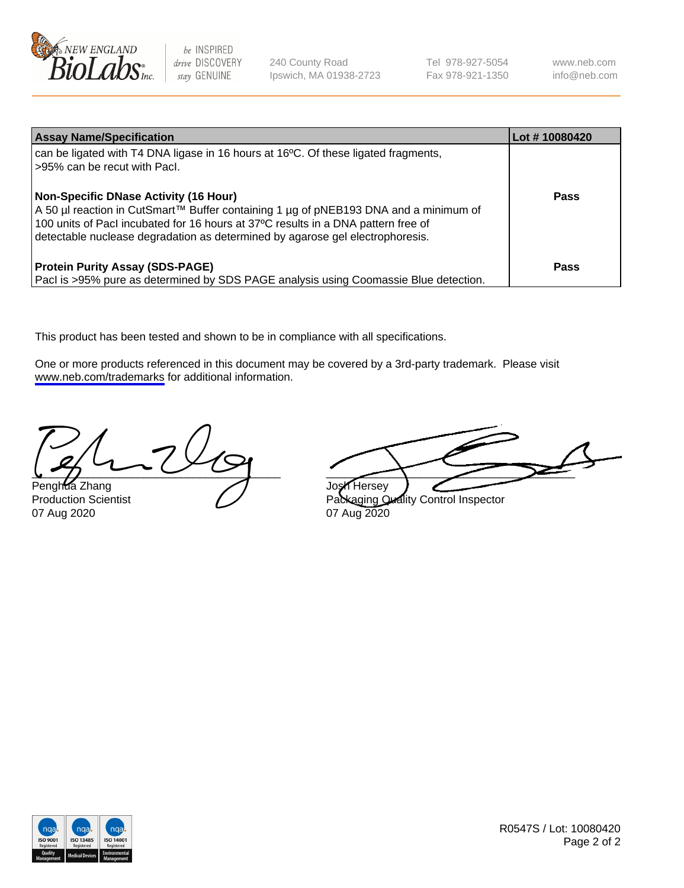| Assay Name/Specification | Lot # 10080420 |
| --- | --- |
| can be ligated with T4 DNA ligase in 16 hours at 16ºC. Of these ligated fragments, >95% can be recut with PacI. | |
| **Non-Specific DNase Activity (16 Hour)** A 50 µl reaction in CutSmart™ Buffer containing 1 µg of pNEB193 DNA and a minimum of 100 units of PacI incubated for 16 hours at 37ºC results in a DNA pattern free of detectable nuclease degradation as determined by agarose gel electrophoresis. | **Pass** |
| **Protein Purity Assay (SDS-PAGE)** PacI is >95% pure as determined by SDS PAGE analysis using Coomassie Blue detection. | **Pass** |

This product has been tested and shown to be in compliance with all specifications.

One or more products referenced in this document may be covered by a 3rd-party trademark. Please visit www.neb.com/trademarks for additional information.

Penghua Zhang
Production Scientist
07 Aug 2020

Josh Hersey
Packaging Quality Control Inspector
07 Aug 2020

R0547S / Lot: 10080420